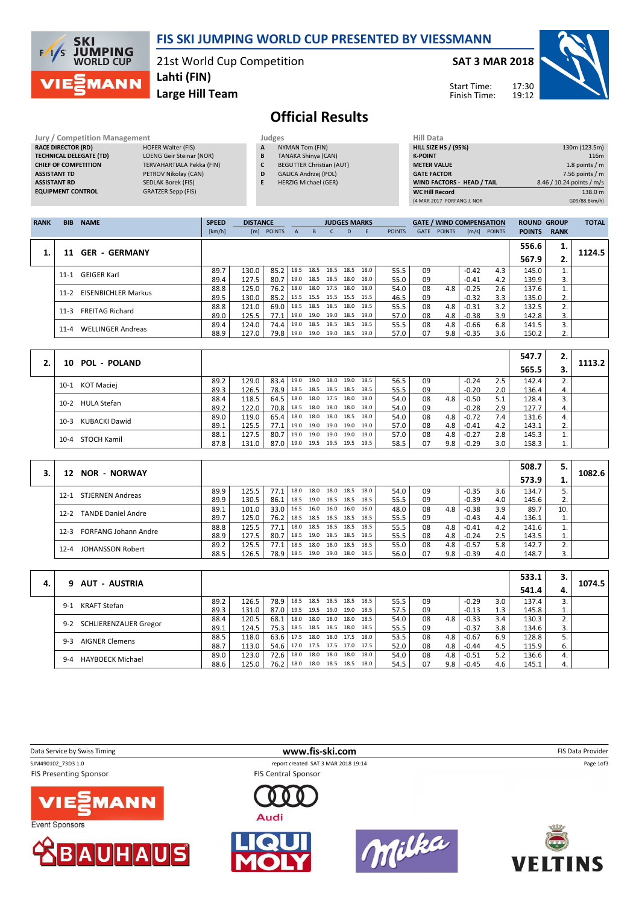# FIS SKI JUMPING WORLD CUP PRESENTED BY VIESSMANN

21st World Cup Competition
**Lahti (FIN)**
**Large Hill Team**

**SAT 3 MAR 2018**

Start Time: 17:30
Finish Time: 19:12

## Official Results

| Jury / Competition Management | |
|---|---|
| RACE DIRECTOR (RD) | HOFER Walter (FIS) |
| TECHNICAL DELEGATE (TD) | LOENG Geir Steinar (NOR) |
| CHIEF OF COMPETITION | TERVAHARTIALA Pekka (FIN) |
| ASSISTANT TD | PETROV Nikolay (CAN) |
| ASSISTANT RD | SEDLAK Borek (FIS) |
| EQUIPMENT CONTROL | GRATZER Sepp (FIS) |

| Judges | |
|---|---|
| A | NYMAN Tom (FIN) |
| B | TANAKA Shinya (CAN) |
| C | BEGUTTER Christian (AUT) |
| D | GALICA Andrzej (POL) |
| E | HERZIG Michael (GER) |

| Hill Data | |
|---|---|
| HILL SIZE HS / (95%) | 130m (123.5m) |
| K-POINT | 116m |
| METER VALUE | 1.8 points / m |
| GATE FACTOR | 7.56 points / m |
| WIND FACTORS - HEAD / TAIL | 8.46 / 10.24 points / m/s |
| WC Hill Record | 138.0 m |
| (4 MAR 2017 FORFANG J. NOR | G09/88.8km/h) |

| RANK | BIB | NAME | SPEED [km/h] | DISTANCE [m] | DISTANCE POINTS | A | B | C | D | E | JUDGES POINTS | GATE | GATE POINTS | WIND [m/s] | WIND POINTS | ROUND POINTS | GROUP RANK | TOTAL |
|---|---|---|---|---|---|---|---|---|---|---|---|---|---|---|---|---|---|---|
| 1. | 11 | GER - GERMANY | | | | | | | | | | | | | | 556.6 | 1. | 1124.5 |
| | | | | | | | | | | | | | | | | 567.9 | 2. | |
| | 11-1 | GEIGER Karl | 89.7 | 130.0 | 85.2 | 18.5 | 18.5 | 18.5 | 18.5 | 18.0 | 55.5 | 09 | | -0.42 | 4.3 | 145.0 | 1. | |
| | | | 89.4 | 127.5 | 80.7 | 19.0 | 18.5 | 18.5 | 18.0 | 18.0 | 55.0 | 09 | | -0.41 | 4.2 | 139.9 | 3. | |
| | 11-2 | EISENBICHLER Markus | 88.8 | 125.0 | 76.2 | 18.0 | 18.0 | 17.5 | 18.0 | 18.0 | 54.0 | 08 | 4.8 | -0.25 | 2.6 | 137.6 | 1. | |
| | | | 89.5 | 130.0 | 85.2 | 15.5 | 15.5 | 15.5 | 15.5 | 15.5 | 46.5 | 09 | | -0.32 | 3.3 | 135.0 | 2. | |
| | 11-3 | FREITAG Richard | 88.8 | 121.0 | 69.0 | 18.5 | 18.5 | 18.5 | 18.0 | 18.5 | 55.5 | 08 | 4.8 | -0.31 | 3.2 | 132.5 | 2. | |
| | | | 89.0 | 125.5 | 77.1 | 19.0 | 19.0 | 19.0 | 18.5 | 19.0 | 57.0 | 08 | 4.8 | -0.38 | 3.9 | 142.8 | 3. | |
| | 11-4 | WELLINGER Andreas | 89.4 | 124.0 | 74.4 | 19.0 | 18.5 | 18.5 | 18.5 | 18.5 | 55.5 | 08 | 4.8 | -0.66 | 6.8 | 141.5 | 3. | |
| | | | 88.9 | 127.0 | 79.8 | 19.0 | 19.0 | 19.0 | 18.5 | 19.0 | 57.0 | 07 | 9.8 | -0.35 | 3.6 | 150.2 | 2. | |
| 2. | 10 | POL - POLAND | | | | | | | | | | | | | | 547.7 | 2. | 1113.2 |
| | | | | | | | | | | | | | | | | 565.5 | 3. | |
| | 10-1 | KOT Maciej | 89.2 | 129.0 | 83.4 | 19.0 | 19.0 | 18.0 | 19.0 | 18.5 | 56.5 | 09 | | -0.24 | 2.5 | 142.4 | 2. | |
| | | | 89.3 | 126.5 | 78.9 | 18.5 | 18.5 | 18.5 | 18.5 | 18.5 | 55.5 | 09 | | -0.20 | 2.0 | 136.4 | 4. | |
| | 10-2 | HULA Stefan | 88.4 | 118.5 | 64.5 | 18.0 | 18.0 | 17.5 | 18.0 | 18.0 | 54.0 | 08 | 4.8 | -0.50 | 5.1 | 128.4 | 3. | |
| | | | 89.2 | 122.0 | 70.8 | 18.5 | 18.0 | 18.0 | 18.0 | 18.0 | 54.0 | 09 | | -0.28 | 2.9 | 127.7 | 4. | |
| | 10-3 | KUBACKI Dawid | 89.0 | 119.0 | 65.4 | 18.0 | 18.0 | 18.0 | 18.5 | 18.0 | 54.0 | 08 | 4.8 | -0.72 | 7.4 | 131.6 | 4. | |
| | | | 89.1 | 125.5 | 77.1 | 19.0 | 19.0 | 19.0 | 19.0 | 19.0 | 57.0 | 08 | 4.8 | -0.41 | 4.2 | 143.1 | 2. | |
| | 10-4 | STOCH Kamil | 88.1 | 127.5 | 80.7 | 19.0 | 19.0 | 19.0 | 19.0 | 19.0 | 57.0 | 08 | 4.8 | -0.27 | 2.8 | 145.3 | 1. | |
| | | | 87.8 | 131.0 | 87.0 | 19.0 | 19.5 | 19.5 | 19.5 | 19.5 | 58.5 | 07 | 9.8 | -0.29 | 3.0 | 158.3 | 1. | |
| 3. | 12 | NOR - NORWAY | | | | | | | | | | | | | | 508.7 | 5. | 1082.6 |
| | | | | | | | | | | | | | | | | 573.9 | 1. | |
| | 12-1 | STJERNEN Andreas | 89.9 | 125.5 | 77.1 | 18.0 | 18.0 | 18.0 | 18.5 | 18.0 | 54.0 | 09 | | -0.35 | 3.6 | 134.7 | 5. | |
| | | | 89.9 | 130.5 | 86.1 | 18.5 | 19.0 | 18.5 | 18.5 | 18.5 | 55.5 | 09 | | -0.39 | 4.0 | 145.6 | 2. | |
| | 12-2 | TANDE Daniel Andre | 89.1 | 101.0 | 33.0 | 16.5 | 16.0 | 16.0 | 16.0 | 16.0 | 48.0 | 08 | 4.8 | -0.38 | 3.9 | 89.7 | 10. | |
| | | | 89.7 | 125.0 | 76.2 | 18.5 | 18.5 | 18.5 | 18.5 | 18.5 | 55.5 | 09 | | -0.43 | 4.4 | 136.1 | 1. | |
| | 12-3 | FORFANG Johann Andre | 88.8 | 125.5 | 77.1 | 18.0 | 18.5 | 18.5 | 18.5 | 18.5 | 55.5 | 08 | 4.8 | -0.41 | 4.2 | 141.6 | 1. | |
| | | | 88.9 | 127.5 | 80.7 | 18.5 | 19.0 | 18.5 | 18.5 | 18.5 | 55.5 | 08 | 4.8 | -0.24 | 2.5 | 143.5 | 1. | |
| | 12-4 | JOHANSSON Robert | 89.2 | 125.5 | 77.1 | 18.5 | 18.0 | 18.0 | 18.5 | 18.5 | 55.0 | 08 | 4.8 | -0.57 | 5.8 | 142.7 | 2. | |
| | | | 88.5 | 126.5 | 78.9 | 18.5 | 19.0 | 19.0 | 18.0 | 18.5 | 56.0 | 07 | 9.8 | -0.39 | 4.0 | 148.7 | 3. | |
| 4. | 9 | AUT - AUSTRIA | | | | | | | | | | | | | | 533.1 | 3. | 1074.5 |
| | | | | | | | | | | | | | | | | 541.4 | 4. | |
| | 9-1 | KRAFT Stefan | 89.2 | 126.5 | 78.9 | 18.5 | 18.5 | 18.5 | 18.5 | 18.5 | 55.5 | 09 | | -0.29 | 3.0 | 137.4 | 3. | |
| | | | 89.3 | 131.0 | 87.0 | 19.5 | 19.5 | 19.0 | 19.0 | 18.5 | 57.5 | 09 | | -0.13 | 1.3 | 145.8 | 1. | |
| | 9-2 | SCHLIERENZAUER Gregor | 88.4 | 120.5 | 68.1 | 18.0 | 18.0 | 18.0 | 18.0 | 18.0 | 54.0 | 08 | 4.8 | -0.33 | 3.4 | 130.3 | 2. | |
| | | | 89.1 | 124.5 | 75.3 | 18.5 | 18.5 | 18.5 | 18.0 | 18.5 | 55.5 | 09 | | -0.37 | 3.8 | 134.6 | 3. | |
| | 9-3 | AIGNER Clemens | 88.5 | 118.0 | 63.6 | 17.5 | 18.0 | 18.0 | 17.5 | 18.0 | 53.5 | 08 | 4.8 | -0.67 | 6.9 | 128.8 | 5. | |
| | | | 88.7 | 113.0 | 54.6 | 17.0 | 17.5 | 17.5 | 17.0 | 17.5 | 52.0 | 08 | 4.8 | -0.44 | 4.5 | 115.9 | 6. | |
| | 9-4 | HAYBOECK Michael | 89.0 | 123.0 | 72.6 | 18.0 | 18.0 | 18.0 | 18.0 | 18.0 | 54.0 | 08 | 4.8 | -0.51 | 5.2 | 136.6 | 4. | |
| | | | 88.6 | 125.0 | 76.2 | 18.0 | 18.0 | 18.5 | 18.5 | 18.0 | 54.5 | 07 | 9.8 | -0.45 | 4.6 | 145.1 | 4. | |

Data Service by Swiss Timing — www.fis-ski.com — FIS Data Provider
SJM490102_73D3 1.0 — report created SAT 3 MAR 2018 19:14

FIS Presenting Sponsor: VIESSMANN
FIS Central Sponsor: Audi
Event Sponsors: BAUHAUS, LIQUI MOLY, Milka, VELTINS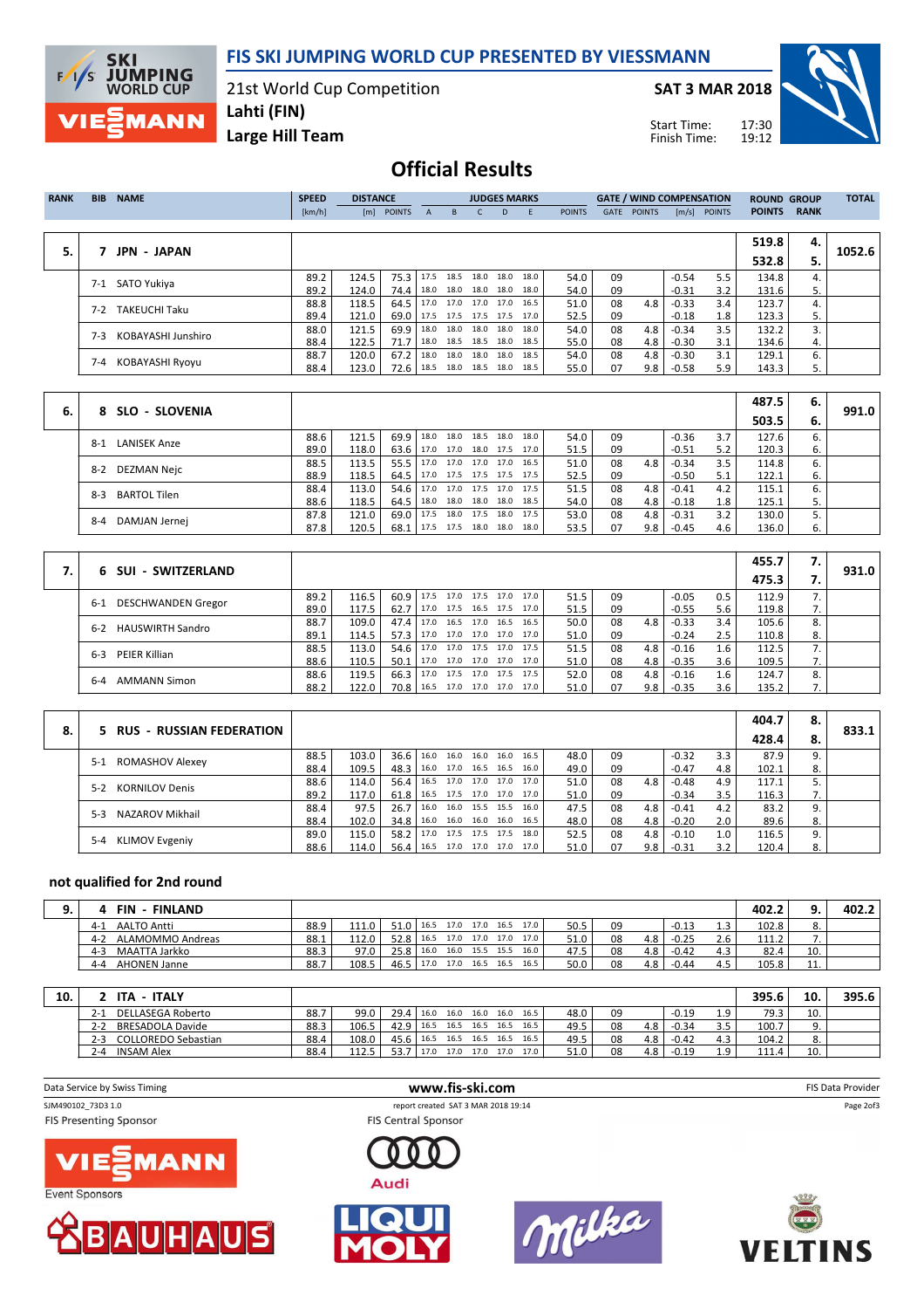# FIS SKI JUMPING WORLD CUP PRESENTED BY VIESSMANN

21st World Cup Competition
Lahti (FIN)
Large Hill Team

SAT 3 MAR 2018

Start Time: 17:30
Finish Time: 19:12

## Official Results

| RANK | BIB | NAME | SPEED [km/h] | DISTANCE [m] | DISTANCE POINTS | A | B | C | D | E | JUDGES POINTS | GATE | GATE POINTS | WIND [m/s] | WIND POINTS | ROUND POINTS | GROUP RANK | TOTAL |
|---|---|---|---|---|---|---|---|---|---|---|---|---|---|---|---|---|---|---|
| 5. | 7 | JPN - JAPAN | | | | | | | | | | | | | | 519.8 / 532.8 | 4. / 5. | 1052.6 |
| | 7-1 | SATO Yukiya | 89.2 | 124.5 | 75.3 | 17.5 | 18.5 | 18.0 | 18.0 | 18.0 | 54.0 | 09 | | -0.54 | 5.5 | 134.8 | 4. | |
| | | | 89.2 | 124.0 | 74.4 | 18.0 | 18.0 | 18.0 | 18.0 | 18.0 | 54.0 | 09 | | -0.31 | 3.2 | 131.6 | 5. | |
| | 7-2 | TAKEUCHI Taku | 88.8 | 118.5 | 64.5 | 17.0 | 17.0 | 17.0 | 17.0 | 16.5 | 51.0 | 08 | 4.8 | -0.33 | 3.4 | 123.7 | 4. | |
| | | | 89.4 | 121.0 | 69.0 | 17.5 | 17.5 | 17.5 | 17.5 | 17.0 | 52.5 | 09 | | -0.18 | 1.8 | 123.3 | 5. | |
| | 7-3 | KOBAYASHI Junshiro | 88.0 | 121.5 | 69.9 | 18.0 | 18.0 | 18.0 | 18.0 | 18.0 | 54.0 | 08 | 4.8 | -0.34 | 3.5 | 132.2 | 3. | |
| | | | 88.4 | 122.5 | 71.7 | 18.0 | 18.5 | 18.5 | 18.0 | 18.5 | 55.0 | 08 | 4.8 | -0.30 | 3.1 | 134.6 | 4. | |
| | 7-4 | KOBAYASHI Ryoyu | 88.7 | 120.0 | 67.2 | 18.0 | 18.0 | 18.0 | 18.0 | 18.5 | 54.0 | 08 | 4.8 | -0.30 | 3.1 | 129.1 | 6. | |
| | | | 88.4 | 123.0 | 72.6 | 18.5 | 18.0 | 18.5 | 18.0 | 18.5 | 55.0 | 07 | 9.8 | -0.58 | 5.9 | 143.3 | 5. | |
| 6. | 8 | SLO - SLOVENIA | | | | | | | | | | | | | | 487.5 / 503.5 | 6. / 6. | 991.0 |
| | 8-1 | LANISEK Anze | 88.6 | 121.5 | 69.9 | 18.0 | 18.0 | 18.5 | 18.0 | 18.0 | 54.0 | 09 | | -0.36 | 3.7 | 127.6 | 6. | |
| | | | 89.0 | 118.0 | 63.6 | 17.0 | 17.0 | 18.0 | 17.5 | 17.0 | 51.5 | 09 | | -0.51 | 5.2 | 120.3 | 6. | |
| | 8-2 | DEZMAN Nejc | 88.5 | 113.5 | 55.5 | 17.0 | 17.0 | 17.0 | 17.0 | 16.5 | 51.0 | 08 | 4.8 | -0.34 | 3.5 | 114.8 | 6. | |
| | | | 88.9 | 118.5 | 64.5 | 17.0 | 17.5 | 17.5 | 17.5 | 17.5 | 52.5 | 09 | | -0.50 | 5.1 | 122.1 | 6. | |
| | 8-3 | BARTOL Tilen | 88.4 | 113.0 | 54.6 | 17.0 | 17.0 | 17.5 | 17.0 | 17.5 | 51.5 | 08 | 4.8 | -0.41 | 4.2 | 115.1 | 6. | |
| | | | 88.6 | 118.5 | 64.5 | 18.0 | 18.0 | 18.0 | 18.0 | 18.5 | 54.0 | 08 | 4.8 | -0.18 | 1.8 | 125.1 | 5. | |
| | 8-4 | DAMJAN Jernej | 87.8 | 121.0 | 69.0 | 17.5 | 18.0 | 17.5 | 18.0 | 17.5 | 53.0 | 08 | 4.8 | -0.31 | 3.2 | 130.0 | 5. | |
| | | | 87.8 | 120.5 | 68.1 | 17.5 | 17.5 | 18.0 | 18.0 | 18.0 | 53.5 | 07 | 9.8 | -0.45 | 4.6 | 136.0 | 6. | |
| 7. | 6 | SUI - SWITZERLAND | | | | | | | | | | | | | | 455.7 / 475.3 | 7. / 7. | 931.0 |
| | 6-1 | DESCHWANDEN Gregor | 89.2 | 116.5 | 60.9 | 17.5 | 17.0 | 17.5 | 17.0 | 17.0 | 51.5 | 09 | | -0.05 | 0.5 | 112.9 | 7. | |
| | | | 89.0 | 117.5 | 62.7 | 17.0 | 17.5 | 16.5 | 17.5 | 17.0 | 51.5 | 09 | | -0.55 | 5.6 | 119.8 | 7. | |
| | 6-2 | HAUSWIRTH Sandro | 88.7 | 109.0 | 47.4 | 17.0 | 16.5 | 17.0 | 16.5 | 16.5 | 50.0 | 08 | 4.8 | -0.33 | 3.4 | 105.6 | 8. | |
| | | | 89.1 | 114.5 | 57.3 | 17.0 | 17.0 | 17.0 | 17.0 | 17.0 | 51.0 | 09 | | -0.24 | 2.5 | 110.8 | 8. | |
| | 6-3 | PEIER Killian | 88.5 | 113.0 | 54.6 | 17.0 | 17.0 | 17.5 | 17.0 | 17.5 | 51.5 | 08 | 4.8 | -0.16 | 1.6 | 112.5 | 7. | |
| | | | 88.6 | 110.5 | 50.1 | 17.0 | 17.0 | 17.0 | 17.0 | 17.0 | 51.0 | 08 | 4.8 | -0.35 | 3.6 | 109.5 | 7. | |
| | 6-4 | AMMANN Simon | 88.6 | 119.5 | 66.3 | 17.0 | 17.5 | 17.0 | 17.5 | 17.5 | 52.0 | 08 | 4.8 | -0.16 | 1.6 | 124.7 | 8. | |
| | | | 88.2 | 122.0 | 70.8 | 16.5 | 17.0 | 17.0 | 17.0 | 17.0 | 51.0 | 07 | 9.8 | -0.35 | 3.6 | 135.2 | 7. | |
| 8. | 5 | RUS - RUSSIAN FEDERATION | | | | | | | | | | | | | | 404.7 / 428.4 | 8. / 8. | 833.1 |
| | 5-1 | ROMASHOV Alexey | 88.5 | 103.0 | 36.6 | 16.0 | 16.0 | 16.0 | 16.0 | 16.5 | 48.0 | 09 | | -0.32 | 3.3 | 87.9 | 9. | |
| | | | 88.4 | 109.5 | 48.3 | 16.0 | 17.0 | 16.5 | 16.5 | 16.0 | 49.0 | 09 | | -0.47 | 4.8 | 102.1 | 8. | |
| | 5-2 | KORNILOV Denis | 88.6 | 114.0 | 56.4 | 16.5 | 17.0 | 17.0 | 17.0 | 17.0 | 51.0 | 08 | 4.8 | -0.48 | 4.9 | 117.1 | 5. | |
| | | | 89.2 | 117.0 | 61.8 | 16.5 | 17.5 | 17.0 | 17.0 | 17.0 | 51.0 | 09 | | -0.34 | 3.5 | 116.3 | 7. | |
| | 5-3 | NAZAROV Mikhail | 88.4 | 97.5 | 26.7 | 16.0 | 16.0 | 15.5 | 15.5 | 16.0 | 47.5 | 08 | 4.8 | -0.41 | 4.2 | 83.2 | 9. | |
| | | | 88.4 | 102.0 | 34.8 | 16.0 | 16.0 | 16.0 | 16.0 | 16.5 | 48.0 | 08 | 4.8 | -0.20 | 2.0 | 89.6 | 8. | |
| | 5-4 | KLIMOV Evgeniy | 89.0 | 115.0 | 58.2 | 17.0 | 17.5 | 17.5 | 17.5 | 18.0 | 52.5 | 08 | 4.8 | -0.10 | 1.0 | 116.5 | 9. | |
| | | | 88.6 | 114.0 | 56.4 | 16.5 | 17.0 | 17.0 | 17.0 | 17.0 | 51.0 | 07 | 9.8 | -0.31 | 3.2 | 120.4 | 8. | |

### not qualified for 2nd round

| RANK | BIB | NAME | SPEED [km/h] | DISTANCE [m] | DISTANCE POINTS | A | B | C | D | E | JUDGES POINTS | GATE | GATE POINTS | WIND [m/s] | WIND POINTS | ROUND POINTS | GROUP RANK | TOTAL |
|---|---|---|---|---|---|---|---|---|---|---|---|---|---|---|---|---|---|---|
| 9. | 4 | FIN - FINLAND | | | | | | | | | | | | | | 402.2 | 9. | 402.2 |
| | 4-1 | AALTO Antti | 88.9 | 111.0 | 51.0 | 16.5 | 17.0 | 17.0 | 16.5 | 17.0 | 50.5 | 09 | | -0.13 | 1.3 | 102.8 | 8. | |
| | 4-2 | ALAMOMMO Andreas | 88.1 | 112.0 | 52.8 | 16.5 | 17.0 | 17.0 | 17.0 | 17.0 | 51.0 | 08 | 4.8 | -0.25 | 2.6 | 111.2 | 7. | |
| | 4-3 | MAATTA Jarkko | 88.3 | 97.0 | 25.8 | 16.0 | 16.0 | 15.5 | 15.5 | 16.0 | 47.5 | 08 | 4.8 | -0.42 | 4.3 | 82.4 | 10. | |
| | 4-4 | AHONEN Janne | 88.7 | 108.5 | 46.5 | 17.0 | 17.0 | 16.5 | 16.5 | 16.5 | 50.0 | 08 | 4.8 | -0.44 | 4.5 | 105.8 | 11. | |
| 10. | 2 | ITA - ITALY | | | | | | | | | | | | | | 395.6 | 10. | 395.6 |
| | 2-1 | DELLASEGA Roberto | 88.7 | 99.0 | 29.4 | 16.0 | 16.0 | 16.0 | 16.0 | 16.5 | 48.0 | 09 | | -0.19 | 1.9 | 79.3 | 10. | |
| | 2-2 | BRESADOLA Davide | 88.3 | 106.5 | 42.9 | 16.5 | 16.5 | 16.5 | 16.5 | 16.5 | 49.5 | 08 | 4.8 | -0.34 | 3.5 | 100.7 | 9. | |
| | 2-3 | COLLOREDO Sebastian | 88.4 | 108.0 | 45.6 | 16.5 | 16.5 | 16.5 | 16.5 | 16.5 | 49.5 | 08 | 4.8 | -0.42 | 4.3 | 104.2 | 8. | |
| | 2-4 | INSAM Alex | 88.4 | 112.5 | 53.7 | 17.0 | 17.0 | 17.0 | 17.0 | 17.0 | 51.0 | 08 | 4.8 | -0.19 | 1.9 | 111.4 | 10. | |

Data Service by Swiss Timing — www.fis-ski.com — FIS Data Provider

SJM490102_73D3 1.0 — report created SAT 3 MAR 2018 19:14

FIS Presenting Sponsor: VIESSMANN — FIS Central Sponsor: Audi

Event Sponsors: BAUHAUS, LIQUI MOLY, Milka, VELTINS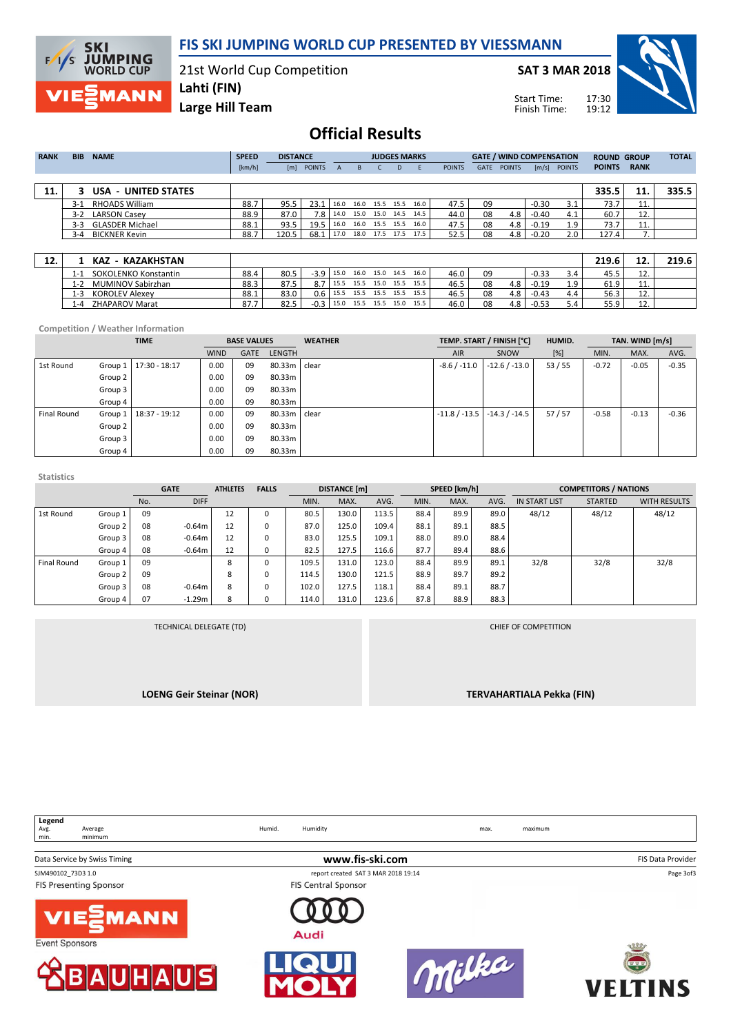# FIS SKI JUMPING WORLD CUP PRESENTED BY VIESSMANN

21st World Cup Competition
Lahti (FIN)
**Large Hill Team**

**SAT 3 MAR 2018**

Start Time: 17:30
Finish Time: 19:12

## Official Results

| RANK | BIB | NAME | SPEED [km/h] | DISTANCE [m] | DISTANCE POINTS | A | B | C | D | E | JUDGES POINTS | GATE | GATE POINTS | WIND [m/s] | WIND POINTS | ROUND POINTS | GROUP RANK | TOTAL |
|---|---|---|---|---|---|---|---|---|---|---|---|---|---|---|---|---|---|---|
| 11. | 3 | USA - UNITED STATES | | | | | | | | | | | | | | 335.5 | 11. | 335.5 |
| | 3-1 | RHOADS William | 88.7 | 95.5 | 23.1 | 16.0 | 16.0 | 15.5 | 15.5 | 16.0 | 47.5 | 09 | | -0.30 | 3.1 | 73.7 | 11. | |
| | 3-2 | LARSON Casey | 88.9 | 87.0 | 7.8 | 14.0 | 15.0 | 15.0 | 14.5 | 14.5 | 44.0 | 08 | 4.8 | -0.40 | 4.1 | 60.7 | 12. | |
| | 3-3 | GLASDER Michael | 88.1 | 93.5 | 19.5 | 16.0 | 16.0 | 15.5 | 15.5 | 16.0 | 47.5 | 08 | 4.8 | -0.19 | 1.9 | 73.7 | 11. | |
| | 3-4 | BICKNER Kevin | 88.7 | 120.5 | 68.1 | 17.0 | 18.0 | 17.5 | 17.5 | 17.5 | 52.5 | 08 | 4.8 | -0.20 | 2.0 | 127.4 | 7. | |
| 12. | 1 | KAZ - KAZAKHSTAN | | | | | | | | | | | | | | 219.6 | 12. | 219.6 |
| | 1-1 | SOKOLENKO Konstantin | 88.4 | 80.5 | -3.9 | 15.0 | 16.0 | 15.0 | 14.5 | 16.0 | 46.0 | 09 | | -0.33 | 3.4 | 45.5 | 12. | |
| | 1-2 | MUMINOV Sabirzhan | 88.3 | 87.5 | 8.7 | 15.5 | 15.5 | 15.0 | 15.5 | 15.5 | 46.5 | 08 | 4.8 | -0.19 | 1.9 | 61.9 | 11. | |
| | 1-3 | KOROLEV Alexey | 88.1 | 83.0 | 0.6 | 15.5 | 15.5 | 15.5 | 15.5 | 15.5 | 46.5 | 08 | 4.8 | -0.43 | 4.4 | 56.3 | 12. | |
| | 1-4 | ZHAPAROV Marat | 87.7 | 82.5 | -0.3 | 15.0 | 15.5 | 15.5 | 15.0 | 15.5 | 46.0 | 08 | 4.8 | -0.53 | 5.4 | 55.9 | 12. | |

### Competition / Weather Information

| | | TIME | BASE VALUES WIND | GATE | LENGTH | WEATHER | TEMP. START / FINISH [°C] AIR | SNOW | HUMID. [%] | TAN. WIND [m/s] MIN. | MAX. | AVG. |
|---|---|---|---|---|---|---|---|---|---|---|---|---|
| 1st Round | Group 1 | 17:30 - 18:17 | 0.00 | 09 | 80.33m | clear | -8.6 / -11.0 | -12.6 / -13.0 | 53 / 55 | -0.72 | -0.05 | -0.35 |
| | Group 2 | | 0.00 | 09 | 80.33m | | | | | | | |
| | Group 3 | | 0.00 | 09 | 80.33m | | | | | | | |
| | Group 4 | | 0.00 | 09 | 80.33m | | | | | | | |
| Final Round | Group 1 | 18:37 - 19:12 | 0.00 | 09 | 80.33m | clear | -11.8 / -13.5 | -14.3 / -14.5 | 57 / 57 | -0.58 | -0.13 | -0.36 |
| | Group 2 | | 0.00 | 09 | 80.33m | | | | | | | |
| | Group 3 | | 0.00 | 09 | 80.33m | | | | | | | |
| | Group 4 | | 0.00 | 09 | 80.33m | | | | | | | |

### Statistics

| | | GATE No. | GATE DIFF | ATHLETES | FALLS | DISTANCE [m] MIN. | MAX. | AVG. | SPEED [km/h] MIN. | MAX. | AVG. | IN START LIST | STARTED | WITH RESULTS |
|---|---|---|---|---|---|---|---|---|---|---|---|---|---|---|
| 1st Round | Group 1 | 09 | | 12 | 0 | 80.5 | 130.0 | 113.5 | 88.4 | 89.9 | 89.0 | 48/12 | 48/12 | 48/12 |
| | Group 2 | 08 | -0.64m | 12 | 0 | 87.0 | 125.0 | 109.4 | 88.1 | 89.1 | 88.5 | | | |
| | Group 3 | 08 | -0.64m | 12 | 0 | 83.0 | 125.5 | 109.1 | 88.0 | 89.0 | 88.4 | | | |
| | Group 4 | 08 | -0.64m | 12 | 0 | 82.5 | 127.5 | 116.6 | 87.7 | 89.4 | 88.6 | | | |
| Final Round | Group 1 | 09 | | 8 | 0 | 109.5 | 131.0 | 123.0 | 88.4 | 89.9 | 89.1 | 32/8 | 32/8 | 32/8 |
| | Group 2 | 09 | | 8 | 0 | 114.5 | 130.0 | 121.5 | 88.9 | 89.7 | 89.2 | | | |
| | Group 3 | 08 | -0.64m | 8 | 0 | 102.0 | 127.5 | 118.1 | 88.4 | 89.1 | 88.7 | | | |
| | Group 4 | 07 | -1.29m | 8 | 0 | 114.0 | 131.0 | 123.6 | 87.8 | 88.9 | 88.3 | | | |

TECHNICAL DELEGATE (TD): **LOENG Geir Steinar (NOR)**

CHIEF OF COMPETITION: **TERVAHARTIALA Pekka (FIN)**

Legend: Avg. Average; min. minimum; Humid. Humidity; max. maximum

Data Service by Swiss Timing — www.fis-ski.com — FIS Data Provider

SJM490102_73D3 1.0 — report created SAT 3 MAR 2018 19:14

FIS Presenting Sponsor: VIESSMANN — FIS Central Sponsor: Audi

Event Sponsors: BAUHAUS, LIQUI MOLY, Milka, VELTINS